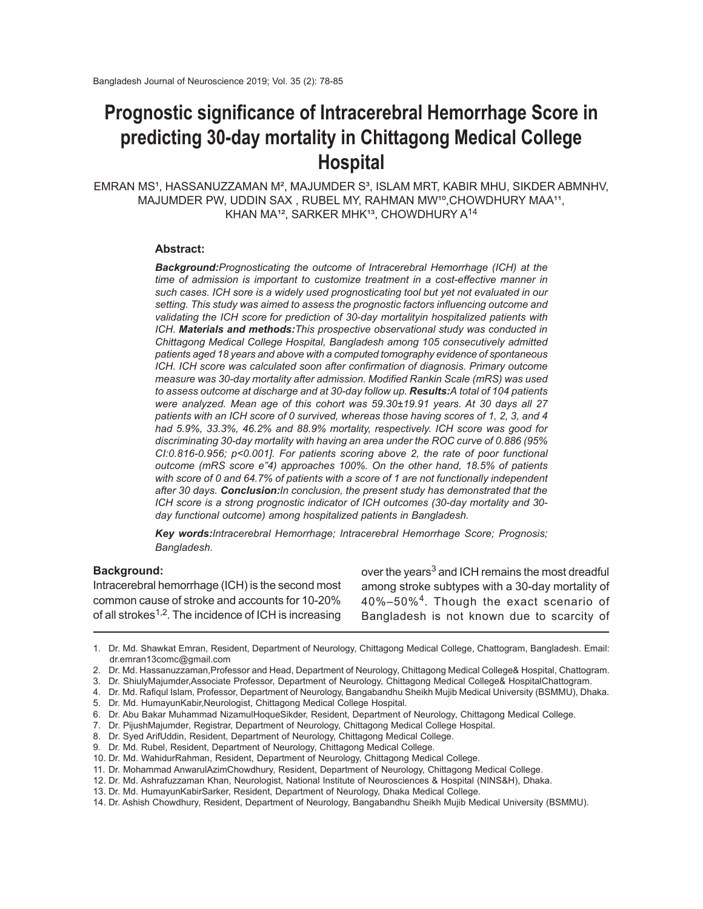# Prognostic significance of Intracerebral Hemorrhage Score in predicting 30-day mortality in Chittagong Medical College Hospital

EMRAN MS[1], HASSANUZZAMAN M[2], MAJUMDER S[3], ISLAM MRT, KABIR MHU, SIKDER ABMNHV, MAJUMDER PW, UDDIN SAX , RUBEL MY, RAHMAN MW[10],CHOWDHURY MAA[11], KHAN MA[12], SARKER MHK[13], CHOWDHURY A[14]

### Abstract:

***Background:****Prognosticating the outcome of Intracerebral Hemorrhage (ICH) at the time of admission is important to customize treatment in a cost-effective manner in such cases. ICH sore is a widely used prognosticating tool but yet not evaluated in our setting. This study was aimed to assess the prognostic factors influencing outcome and validating the ICH score for prediction of 30-day mortalityin hospitalized patients with ICH.* ***Materials and methods:****This prospective observational study was conducted in Chittagong Medical College Hospital, Bangladesh among 105 consecutively admitted patients aged 18 years and above with a computed tomography evidence of spontaneous ICH. ICH score was calculated soon after confirmation of diagnosis. Primary outcome measure was 30-day mortality after admission. Modified Rankin Scale (mRS) was used to assess outcome at discharge and at 30-day follow up.* ***Results:****A total of 104 patients were analyzed. Mean age of this cohort was 59.30±19.91 years. At 30 days all 27 patients with an ICH score of 0 survived, whereas those having scores of 1, 2, 3, and 4 had 5.9%, 33.3%, 46.2% and 88.9% mortality, respectively. ICH score was good for discriminating 30-day mortality with having an area under the ROC curve of 0.886 (95% CI:0.816-0.956; p<0.001]. For patients scoring above 2, the rate of poor functional outcome (mRS score e"4) approaches 100%. On the other hand, 18.5% of patients with score of 0 and 64.7% of patients with a score of 1 are not functionally independent after 30 days.* ***Conclusion:****In conclusion, the present study has demonstrated that the ICH score is a strong prognostic indicator of ICH outcomes (30-day mortality and 30-day functional outcome) among hospitalized patients in Bangladesh.*

***Key words:****Intracerebral Hemorrhage; Intracerebral Hemorrhage Score; Prognosis; Bangladesh.*

### Background:

Intracerebral hemorrhage (ICH) is the second most common cause of stroke and accounts for 10-20% of all strokes[1,2]. The incidence of ICH is increasing over the years[3] and ICH remains the most dreadful among stroke subtypes with a 30-day mortality of 40%–50%[4]. Though the exact scenario of Bangladesh is not known due to scarcity of

---

1. Dr. Md. Shawkat Emran, Resident, Department of Neurology, Chittagong Medical College, Chattogram, Bangladesh. Email: dr.emran13comc@gmail.com
2. Dr. Md. Hassanuzzaman,Professor and Head, Department of Neurology, Chittagong Medical College& Hospital, Chattogram.
3. Dr. ShiulyMajumder,Associate Professor, Department of Neurology, Chittagong Medical College& HospitalChattogram.
4. Dr. Md. Rafiqul Islam, Professor, Department of Neurology, Bangabandhu Sheikh Mujib Medical University (BSMMU), Dhaka.
5. Dr. Md. HumayunKabir,Neurologist, Chittagong Medical College Hospital.
6. Dr. Abu Bakar Muhammad NizamulHoqueSikder, Resident, Department of Neurology, Chittagong Medical College.
7. Dr. PijushMajumder, Registrar, Department of Neurology, Chittagong Medical College Hospital.
8. Dr. Syed ArifUddin, Resident, Department of Neurology, Chittagong Medical College.
9. Dr. Md. Rubel, Resident, Department of Neurology, Chittagong Medical College.
10. Dr. Md. WahidurRahman, Resident, Department of Neurology, Chittagong Medical College.
11. Dr. Mohammad AnwarulAzimChowdhury, Resident, Department of Neurology, Chittagong Medical College.
12. Dr. Md. Ashrafuzzaman Khan, Neurologist, National Institute of Neurosciences & Hospital (NINS&H), Dhaka.
13. Dr. Md. HumayunKabirSarker, Resident, Department of Neurology, Dhaka Medical College.
14. Dr. Ashish Chowdhury, Resident, Department of Neurology, Bangabandhu Sheikh Mujib Medical University (BSMMU).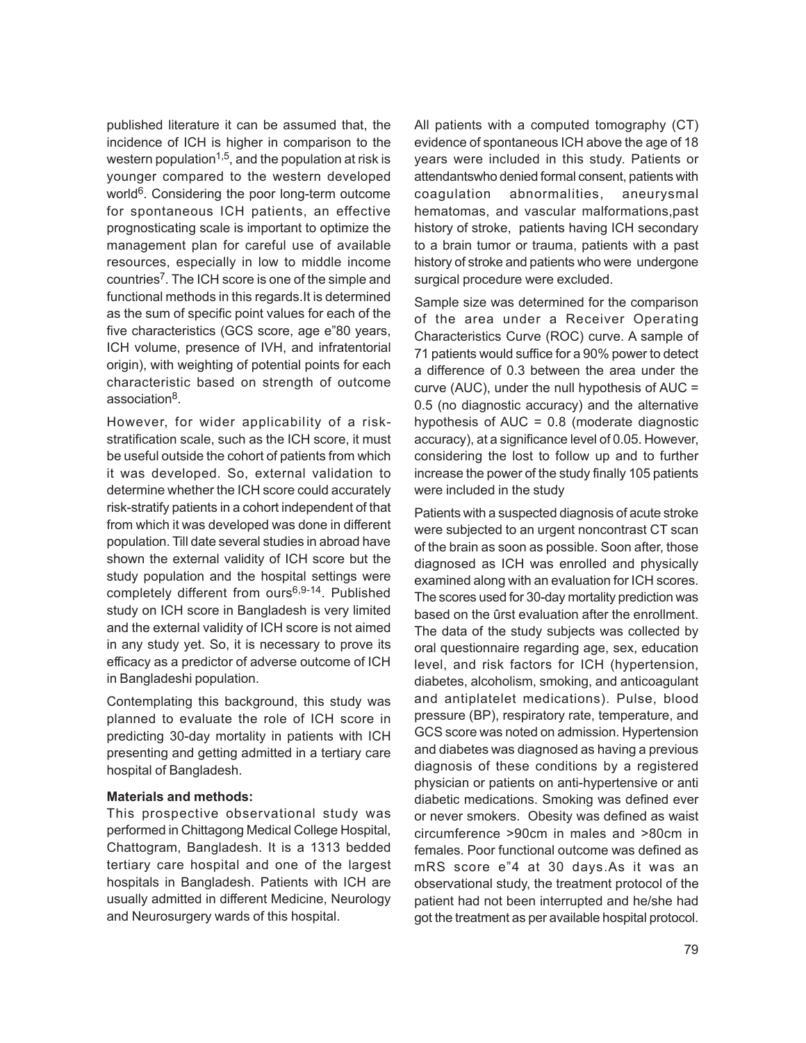published literature it can be assumed that, the incidence of ICH is higher in comparison to the western population[1,5], and the population at risk is younger compared to the western developed world[6]. Considering the poor long-term outcome for spontaneous ICH patients, an effective prognosticating scale is important to optimize the management plan for careful use of available resources, especially in low to middle income countries[7]. The ICH score is one of the simple and functional methods in this regards.It is determined as the sum of specific point values for each of the five characteristics (GCS score, age e"80 years, ICH volume, presence of IVH, and infratentorial origin), with weighting of potential points for each characteristic based on strength of outcome association[8].

However, for wider applicability of a risk-stratification scale, such as the ICH score, it must be useful outside the cohort of patients from which it was developed. So, external validation to determine whether the ICH score could accurately risk-stratify patients in a cohort independent of that from which it was developed was done in different population. Till date several studies in abroad have shown the external validity of ICH score but the study population and the hospital settings were completely different from ours[6,9-14]. Published study on ICH score in Bangladesh is very limited and the external validity of ICH score is not aimed in any study yet. So, it is necessary to prove its efficacy as a predictor of adverse outcome of ICH in Bangladeshi population.

Contemplating this background, this study was planned to evaluate the role of ICH score in predicting 30-day mortality in patients with ICH presenting and getting admitted in a tertiary care hospital of Bangladesh.

**Materials and methods:**

This prospective observational study was performed in Chittagong Medical College Hospital, Chattogram, Bangladesh. It is a 1313 bedded tertiary care hospital and one of the largest hospitals in Bangladesh. Patients with ICH are usually admitted in different Medicine, Neurology and Neurosurgery wards of this hospital.

All patients with a computed tomography (CT) evidence of spontaneous ICH above the age of 18 years were included in this study. Patients or attendantswho denied formal consent, patients with coagulation abnormalities, aneurysmal hematomas, and vascular malformations,past history of stroke, patients having ICH secondary to a brain tumor or trauma, patients with a past history of stroke and patients who were undergone surgical procedure were excluded.

Sample size was determined for the comparison of the area under a Receiver Operating Characteristics Curve (ROC) curve. A sample of 71 patients would suffice for a 90% power to detect a difference of 0.3 between the area under the curve (AUC), under the null hypothesis of AUC = 0.5 (no diagnostic accuracy) and the alternative hypothesis of AUC = 0.8 (moderate diagnostic accuracy), at a significance level of 0.05. However, considering the lost to follow up and to further increase the power of the study finally 105 patients were included in the study

Patients with a suspected diagnosis of acute stroke were subjected to an urgent noncontrast CT scan of the brain as soon as possible. Soon after, those diagnosed as ICH was enrolled and physically examined along with an evaluation for ICH scores. The scores used for 30-day mortality prediction was based on the ûrst evaluation after the enrollment. The data of the study subjects was collected by oral questionnaire regarding age, sex, education level, and risk factors for ICH (hypertension, diabetes, alcoholism, smoking, and anticoagulant and antiplatelet medications). Pulse, blood pressure (BP), respiratory rate, temperature, and GCS score was noted on admission. Hypertension and diabetes was diagnosed as having a previous diagnosis of these conditions by a registered physician or patients on anti-hypertensive or anti diabetic medications. Smoking was defined ever or never smokers. Obesity was defined as waist circumference >90cm in males and >80cm in females. Poor functional outcome was defined as mRS score e"4 at 30 days.As it was an observational study, the treatment protocol of the patient had not been interrupted and he/she had got the treatment as per available hospital protocol.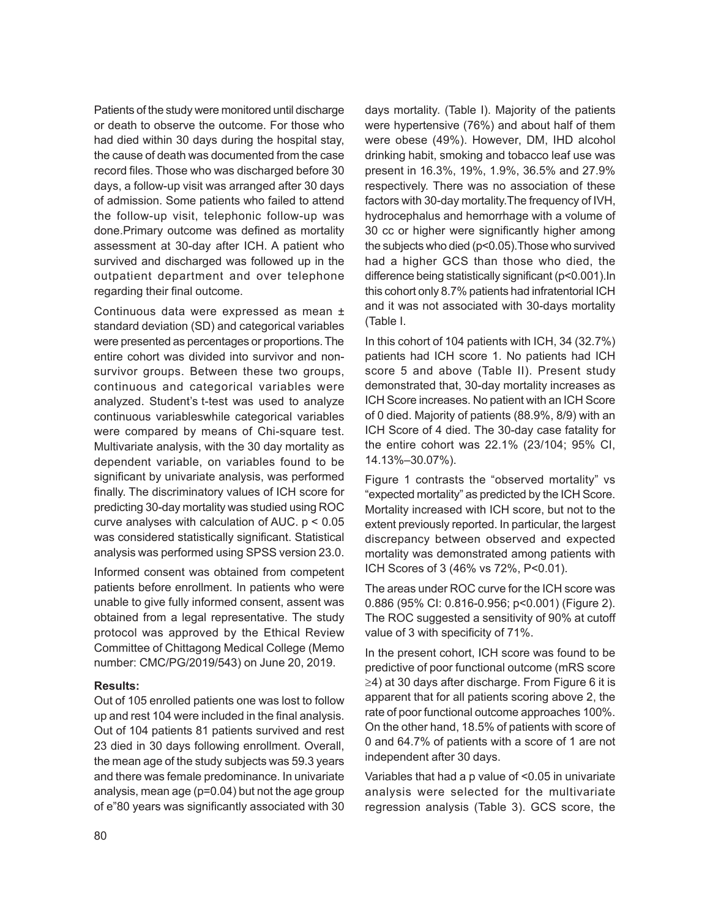Patients of the study were monitored until discharge or death to observe the outcome. For those who had died within 30 days during the hospital stay, the cause of death was documented from the case record files. Those who was discharged before 30 days, a follow-up visit was arranged after 30 days of admission. Some patients who failed to attend the follow-up visit, telephonic follow-up was done.Primary outcome was defined as mortality assessment at 30-day after ICH. A patient who survived and discharged was followed up in the outpatient department and over telephone regarding their final outcome.

Continuous data were expressed as mean ± standard deviation (SD) and categorical variables were presented as percentages or proportions. The entire cohort was divided into survivor and non-survivor groups. Between these two groups, continuous and categorical variables were analyzed. Student's t-test was used to analyze continuous variableswhile categorical variables were compared by means of Chi-square test. Multivariate analysis, with the 30 day mortality as dependent variable, on variables found to be significant by univariate analysis, was performed finally. The discriminatory values of ICH score for predicting 30-day mortality was studied using ROC curve analyses with calculation of AUC. $p < 0.05$ was considered statistically significant. Statistical analysis was performed using SPSS version 23.0.

Informed consent was obtained from competent patients before enrollment. In patients who were unable to give fully informed consent, assent was obtained from a legal representative. The study protocol was approved by the Ethical Review Committee of Chittagong Medical College (Memo number: CMC/PG/2019/543) on June 20, 2019.

**Results:**

Out of 105 enrolled patients one was lost to follow up and rest 104 were included in the final analysis. Out of 104 patients 81 patients survived and rest 23 died in 30 days following enrollment. Overall, the mean age of the study subjects was 59.3 years and there was female predominance. In univariate analysis, mean age (p=0.04) but not the age group of e"80 years was significantly associated with 30 days mortality. (Table I). Majority of the patients were hypertensive (76%) and about half of them were obese (49%). However, DM, IHD alcohol drinking habit, smoking and tobacco leaf use was present in 16.3%, 19%, 1.9%, 36.5% and 27.9% respectively. There was no association of these factors with 30-day mortality.The frequency of IVH, hydrocephalus and hemorrhage with a volume of 30 cc or higher were significantly higher among the subjects who died (p<0.05).Those who survived had a higher GCS than those who died, the difference being statistically significant (p<0.001).In this cohort only 8.7% patients had infratentorial ICH and it was not associated with 30-days mortality (Table I.

In this cohort of 104 patients with ICH, 34 (32.7%) patients had ICH score 1. No patients had ICH score 5 and above (Table II). Present study demonstrated that, 30-day mortality increases as ICH Score increases. No patient with an ICH Score of 0 died. Majority of patients (88.9%, 8/9) with an ICH Score of 4 died. The 30-day case fatality for the entire cohort was 22.1% (23/104; 95% CI, 14.13%–30.07%).

Figure 1 contrasts the "observed mortality" vs "expected mortality" as predicted by the ICH Score. Mortality increased with ICH score, but not to the extent previously reported. In particular, the largest discrepancy between observed and expected mortality was demonstrated among patients with ICH Scores of 3 (46% vs 72%, P<0.01).

The areas under ROC curve for the ICH score was 0.886 (95% CI: 0.816-0.956; p<0.001) (Figure 2). The ROC suggested a sensitivity of 90% at cutoff value of 3 with specificity of 71%.

In the present cohort, ICH score was found to be predictive of poor functional outcome (mRS score ≥4) at 30 days after discharge. From Figure 6 it is apparent that for all patients scoring above 2, the rate of poor functional outcome approaches 100%. On the other hand, 18.5% of patients with score of 0 and 64.7% of patients with a score of 1 are not independent after 30 days.

Variables that had a p value of <0.05 in univariate analysis were selected for the multivariate regression analysis (Table 3). GCS score, the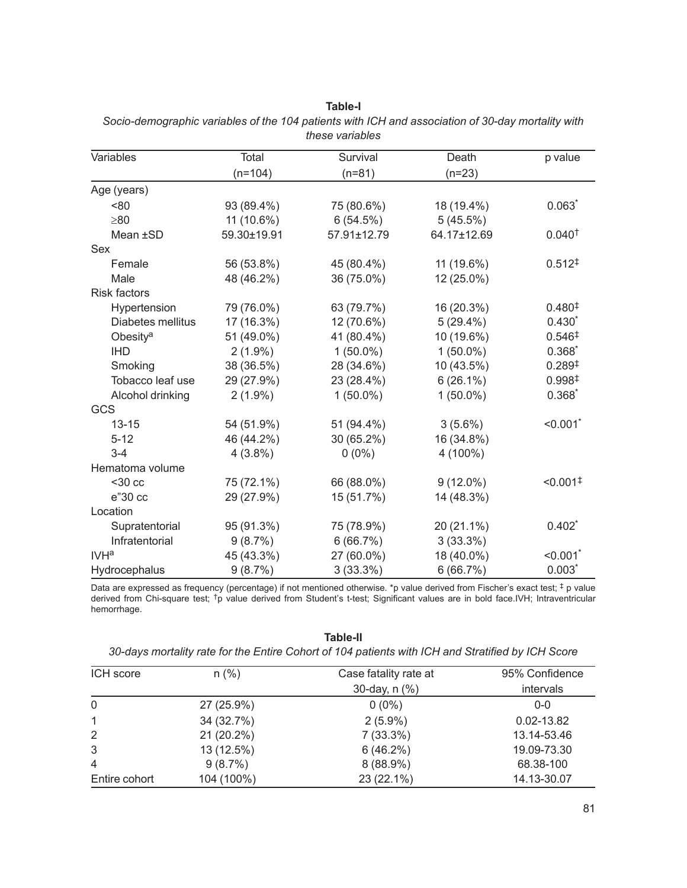**Table-I**

*Socio-demographic variables of the 104 patients with ICH and association of 30-day mortality with these variables*

| Variables | Total (n=104) | Survival (n=81) | Death (n=23) | p value |
|---|---|---|---|---|
| Age (years) | | | | |
| <80 | 93 (89.4%) | 75 (80.6%) | 18 (19.4%) | 0.063* |
| ≥80 | 11 (10.6%) | 6 (54.5%) | 5 (45.5%) | |
| Mean ±SD | 59.30±19.91 | 57.91±12.79 | 64.17±12.69 | 0.040† |
| Sex | | | | |
| Female | 56 (53.8%) | 45 (80.4%) | 11 (19.6%) | 0.512‡ |
| Male | 48 (46.2%) | 36 (75.0%) | 12 (25.0%) | |
| Risk factors | | | | |
| Hypertension | 79 (76.0%) | 63 (79.7%) | 16 (20.3%) | 0.480‡ |
| Diabetes mellitus | 17 (16.3%) | 12 (70.6%) | 5 (29.4%) | 0.430* |
| Obesity[a] | 51 (49.0%) | 41 (80.4%) | 10 (19.6%) | 0.546‡ |
| IHD | 2 (1.9%) | 1 (50.0%) | 1 (50.0%) | 0.368* |
| Smoking | 38 (36.5%) | 28 (34.6%) | 10 (43.5%) | 0.289‡ |
| Tobacco leaf use | 29 (27.9%) | 23 (28.4%) | 6 (26.1%) | 0.998‡ |
| Alcohol drinking | 2 (1.9%) | 1 (50.0%) | 1 (50.0%) | 0.368* |
| GCS | | | | |
| 13-15 | 54 (51.9%) | 51 (94.4%) | 3 (5.6%) | <0.001* |
| 5-12 | 46 (44.2%) | 30 (65.2%) | 16 (34.8%) | |
| 3-4 | 4 (3.8%) | 0 (0%) | 4 (100%) | |
| Hematoma volume | | | | |
| <30 cc | 75 (72.1%) | 66 (88.0%) | 9 (12.0%) | <0.001‡ |
| e"30 cc | 29 (27.9%) | 15 (51.7%) | 14 (48.3%) | |
| Location | | | | |
| Supratentorial | 95 (91.3%) | 75 (78.9%) | 20 (21.1%) | 0.402* |
| Infratentorial | 9 (8.7%) | 6 (66.7%) | 3 (33.3%) | |
| IVH[a] | 45 (43.3%) | 27 (60.0%) | 18 (40.0%) | <0.001* |
| Hydrocephalus | 9 (8.7%) | 3 (33.3%) | 6 (66.7%) | 0.003* |

Data are expressed as frequency (percentage) if not mentioned otherwise. *p value derived from Fischer's exact test; ‡ p value derived from Chi-square test; †p value derived from Student's t-test; Significant values are in bold face.IVH; Intraventricular hemorrhage.

**Table-II**

*30-days mortality rate for the Entire Cohort of 104 patients with ICH and Stratified by ICH Score*

| ICH score | n (%) | Case fatality rate at 30-day, n (%) | 95% Confidence intervals |
|---|---|---|---|
| 0 | 27 (25.9%) | 0 (0%) | 0-0 |
| 1 | 34 (32.7%) | 2 (5.9%) | 0.02-13.82 |
| 2 | 21 (20.2%) | 7 (33.3%) | 13.14-53.46 |
| 3 | 13 (12.5%) | 6 (46.2%) | 19.09-73.30 |
| 4 | 9 (8.7%) | 8 (88.9%) | 68.38-100 |
| Entire cohort | 104 (100%) | 23 (22.1%) | 14.13-30.07 |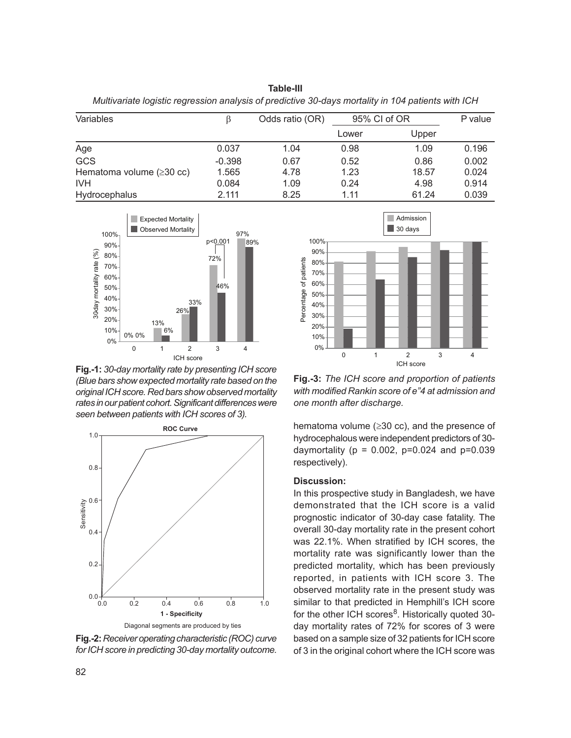**Table-III**

*Multivariate logistic regression analysis of predictive 30-days mortality in 104 patients with ICH*

| Variables | β | Odds ratio (OR) | 95% CI of OR | | P value |
|---|---|---|---|---|---|
| | | | Lower | Upper | |
| Age | 0.037 | 1.04 | 0.98 | 1.09 | 0.196 |
| GCS | -0.398 | 0.67 | 0.52 | 0.86 | 0.002 |
| Hematoma volume (≥30 cc) | 1.565 | 4.78 | 1.23 | 18.57 | 0.024 |
| IVH | 0.084 | 1.09 | 0.24 | 4.98 | 0.914 |
| Hydrocephalus | 2.111 | 8.25 | 1.11 | 61.24 | 0.039 |

**Fig.-1:** *30-day mortality rate by presenting ICH score (Blue bars show expected mortality rate based on the original ICH score. Red bars show observed mortality rates in our patient cohort. Significant differences were seen between patients with ICH scores of 3).*

**Fig.-2:** *Receiver operating characteristic (ROC) curve for ICH score in predicting 30-day mortality outcome.*

**Fig.-3:** *The ICH score and proportion of patients with modified Rankin score of e"4 at admission and one month after discharge.*

hematoma volume (≥30 cc), and the presence of hydrocephalous were independent predictors of 30-daymortality (p = 0.002, p=0.024 and p=0.039 respectively).

### Discussion:

In this prospective study in Bangladesh, we have demonstrated that the ICH score is a valid prognostic indicator of 30-day case fatality. The overall 30-day mortality rate in the present cohort was 22.1%. When stratified by ICH scores, the mortality rate was significantly lower than the predicted mortality, which has been previously reported, in patients with ICH score 3. The observed mortality rate in the present study was similar to that predicted in Hemphill's ICH score for the other ICH scores[8]. Historically quoted 30-day mortality rates of 72% for scores of 3 were based on a sample size of 32 patients for ICH score of 3 in the original cohort where the ICH score was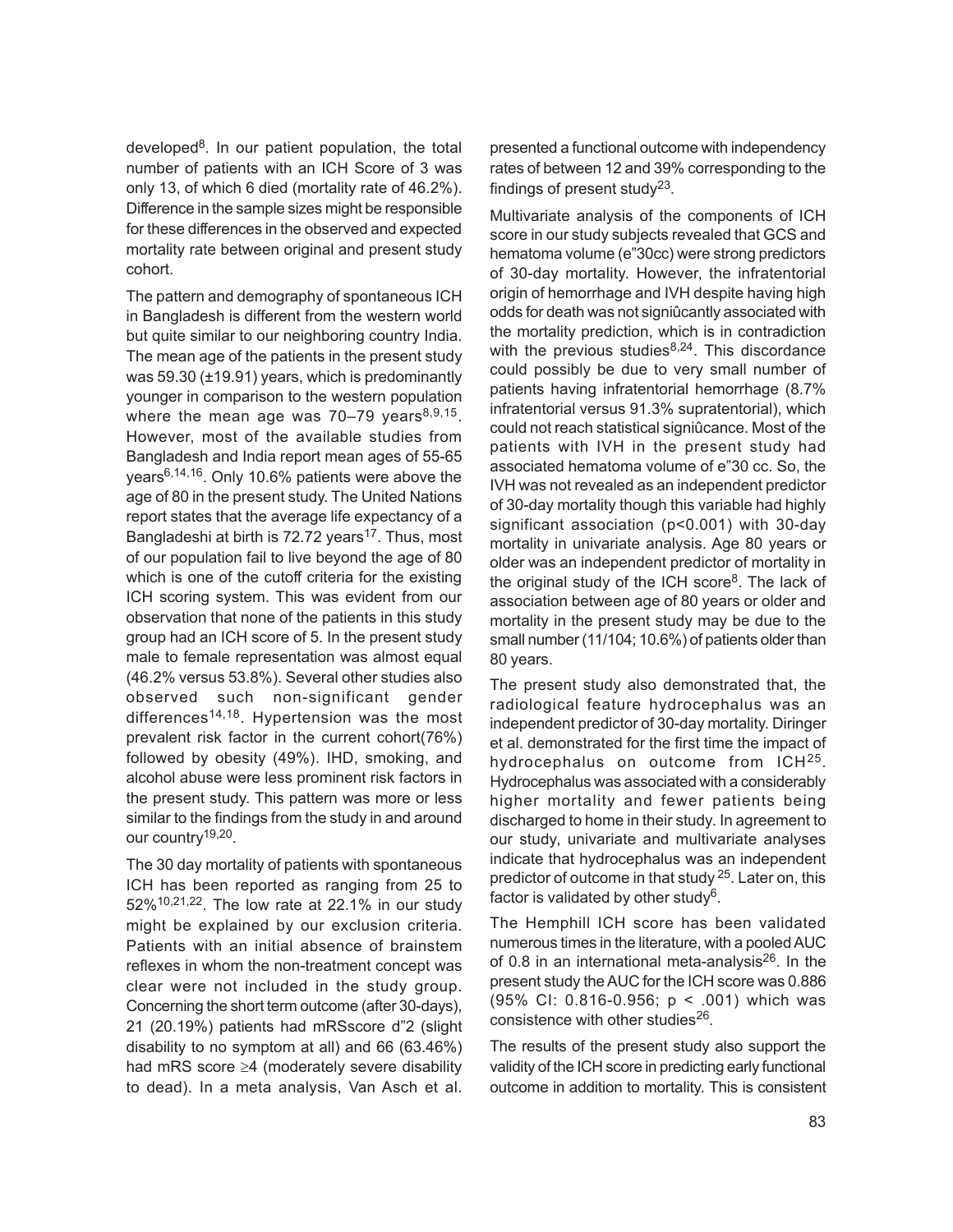developed[8]. In our patient population, the total number of patients with an ICH Score of 3 was only 13, of which 6 died (mortality rate of 46.2%). Difference in the sample sizes might be responsible for these differences in the observed and expected mortality rate between original and present study cohort.

The pattern and demography of spontaneous ICH in Bangladesh is different from the western world but quite similar to our neighboring country India. The mean age of the patients in the present study was 59.30 (±19.91) years, which is predominantly younger in comparison to the western population where the mean age was 70–79 years[8,9,15]. However, most of the available studies from Bangladesh and India report mean ages of 55-65 years[6,14,16]. Only 10.6% patients were above the age of 80 in the present study. The United Nations report states that the average life expectancy of a Bangladeshi at birth is 72.72 years[17]. Thus, most of our population fail to live beyond the age of 80 which is one of the cutoff criteria for the existing ICH scoring system. This was evident from our observation that none of the patients in this study group had an ICH score of 5. In the present study male to female representation was almost equal (46.2% versus 53.8%). Several other studies also observed such non-significant gender differences[14,18]. Hypertension was the most prevalent risk factor in the current cohort(76%) followed by obesity (49%). IHD, smoking, and alcohol abuse were less prominent risk factors in the present study. This pattern was more or less similar to the findings from the study in and around our country[19,20].

The 30 day mortality of patients with spontaneous ICH has been reported as ranging from 25 to 52%[10,21,22]. The low rate at 22.1% in our study might be explained by our exclusion criteria. Patients with an initial absence of brainstem reflexes in whom the non-treatment concept was clear were not included in the study group. Concerning the short term outcome (after 30-days), 21 (20.19%) patients had mRSscore d"2 (slight disability to no symptom at all) and 66 (63.46%) had mRS score ≥4 (moderately severe disability to dead). In a meta analysis, Van Asch et al. presented a functional outcome with independency rates of between 12 and 39% corresponding to the findings of present study[23].

Multivariate analysis of the components of ICH score in our study subjects revealed that GCS and hematoma volume (e"30cc) were strong predictors of 30-day mortality. However, the infratentorial origin of hemorrhage and IVH despite having high odds for death was not signiûcantly associated with the mortality prediction, which is in contradiction with the previous studies[8,24]. This discordance could possibly be due to very small number of patients having infratentorial hemorrhage (8.7% infratentorial versus 91.3% supratentorial), which could not reach statistical signiûcance. Most of the patients with IVH in the present study had associated hematoma volume of e"30 cc. So, the IVH was not revealed as an independent predictor of 30-day mortality though this variable had highly significant association ($p<0.001$) with 30-day mortality in univariate analysis. Age 80 years or older was an independent predictor of mortality in the original study of the ICH score[8]. The lack of association between age of 80 years or older and mortality in the present study may be due to the small number (11/104; 10.6%) of patients older than 80 years.

The present study also demonstrated that, the radiological feature hydrocephalus was an independent predictor of 30-day mortality. Diringer et al. demonstrated for the first time the impact of hydrocephalus on outcome from ICH[25]. Hydrocephalus was associated with a considerably higher mortality and fewer patients being discharged to home in their study. In agreement to our study, univariate and multivariate analyses indicate that hydrocephalus was an independent predictor of outcome in that study[25]. Later on, this factor is validated by other study[6].

The Hemphill ICH score has been validated numerous times in the literature, with a pooled AUC of 0.8 in an international meta-analysis[26]. In the present study the AUC for the ICH score was 0.886 (95% CI: 0.816-0.956; $p < .001$) which was consistence with other studies[26].

The results of the present study also support the validity of the ICH score in predicting early functional outcome in addition to mortality. This is consistent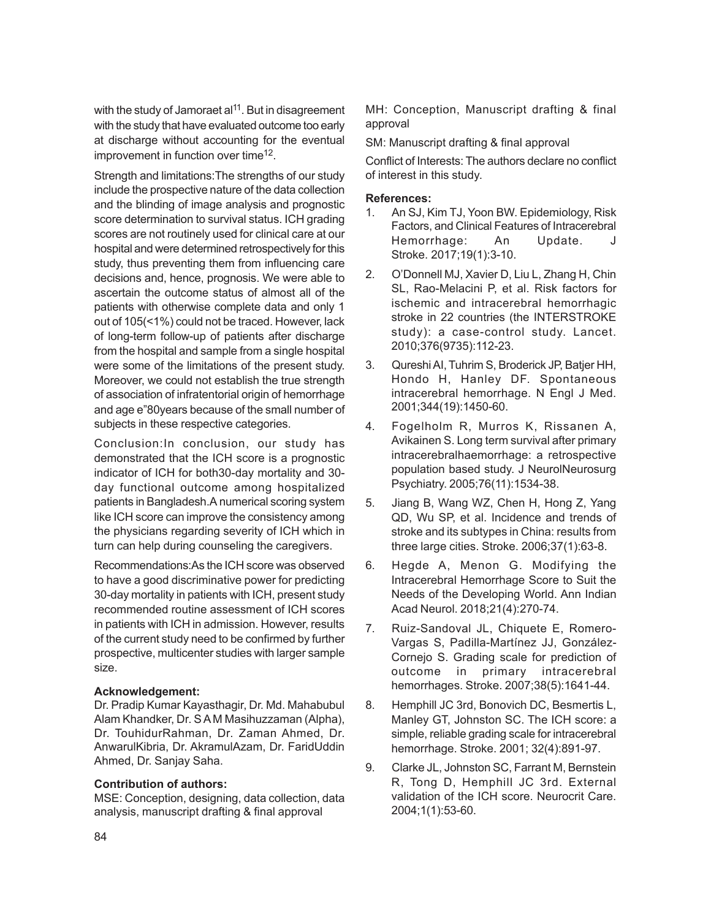with the study of Jamoraet al[11]. But in disagreement with the study that have evaluated outcome too early at discharge without accounting for the eventual improvement in function over time[12].

Strength and limitations:The strengths of our study include the prospective nature of the data collection and the blinding of image analysis and prognostic score determination to survival status. ICH grading scores are not routinely used for clinical care at our hospital and were determined retrospectively for this study, thus preventing them from influencing care decisions and, hence, prognosis. We were able to ascertain the outcome status of almost all of the patients with otherwise complete data and only 1 out of 105(<1%) could not be traced. However, lack of long-term follow-up of patients after discharge from the hospital and sample from a single hospital were some of the limitations of the present study. Moreover, we could not establish the true strength of association of infratentorial origin of hemorrhage and age e"80years because of the small number of subjects in these respective categories.

Conclusion:In conclusion, our study has demonstrated that the ICH score is a prognostic indicator of ICH for both30-day mortality and 30-day functional outcome among hospitalized patients in Bangladesh.A numerical scoring system like ICH score can improve the consistency among the physicians regarding severity of ICH which in turn can help during counseling the caregivers.

Recommendations:As the ICH score was observed to have a good discriminative power for predicting 30-day mortality in patients with ICH, present study recommended routine assessment of ICH scores in patients with ICH in admission. However, results of the current study need to be confirmed by further prospective, multicenter studies with larger sample size.

**Acknowledgement:**

Dr. Pradip Kumar Kayasthagir, Dr. Md. Mahabubul Alam Khandker, Dr. S A M Masihuzzaman (Alpha), Dr. TouhidurRahman, Dr. Zaman Ahmed, Dr. AnwarulKibria, Dr. AkramulAzam, Dr. FaridUddin Ahmed, Dr. Sanjay Saha.

**Contribution of authors:**

MSE: Conception, designing, data collection, data analysis, manuscript drafting & final approval

MH: Conception, Manuscript drafting & final approval

SM: Manuscript drafting & final approval

Conflict of Interests: The authors declare no conflict of interest in this study.

**References:**

1. An SJ, Kim TJ, Yoon BW. Epidemiology, Risk Factors, and Clinical Features of Intracerebral Hemorrhage: An Update. J Stroke. 2017;19(1):3-10.
2. O'Donnell MJ, Xavier D, Liu L, Zhang H, Chin SL, Rao-Melacini P, et al. Risk factors for ischemic and intracerebral hemorrhagic stroke in 22 countries (the INTERSTROKE study): a case-control study. Lancet. 2010;376(9735):112-23.
3. Qureshi AI, Tuhrim S, Broderick JP, Batjer HH, Hondo H, Hanley DF. Spontaneous intracerebral hemorrhage. N Engl J Med. 2001;344(19):1450-60.
4. Fogelholm R, Murros K, Rissanen A, Avikainen S. Long term survival after primary intracerebralhaemorrhage: a retrospective population based study. J NeurolNeurosurg Psychiatry. 2005;76(11):1534-38.
5. Jiang B, Wang WZ, Chen H, Hong Z, Yang QD, Wu SP, et al. Incidence and trends of stroke and its subtypes in China: results from three large cities. Stroke. 2006;37(1):63-8.
6. Hegde A, Menon G. Modifying the Intracerebral Hemorrhage Score to Suit the Needs of the Developing World. Ann Indian Acad Neurol. 2018;21(4):270-74.
7. Ruiz-Sandoval JL, Chiquete E, Romero-Vargas S, Padilla-Martínez JJ, González-Cornejo S. Grading scale for prediction of outcome in primary intracerebral hemorrhages. Stroke. 2007;38(5):1641-44.
8. Hemphill JC 3rd, Bonovich DC, Besmertis L, Manley GT, Johnston SC. The ICH score: a simple, reliable grading scale for intracerebral hemorrhage. Stroke. 2001; 32(4):891-97.
9. Clarke JL, Johnston SC, Farrant M, Bernstein R, Tong D, Hemphill JC 3rd. External validation of the ICH score. Neurocrit Care. 2004;1(1):53-60.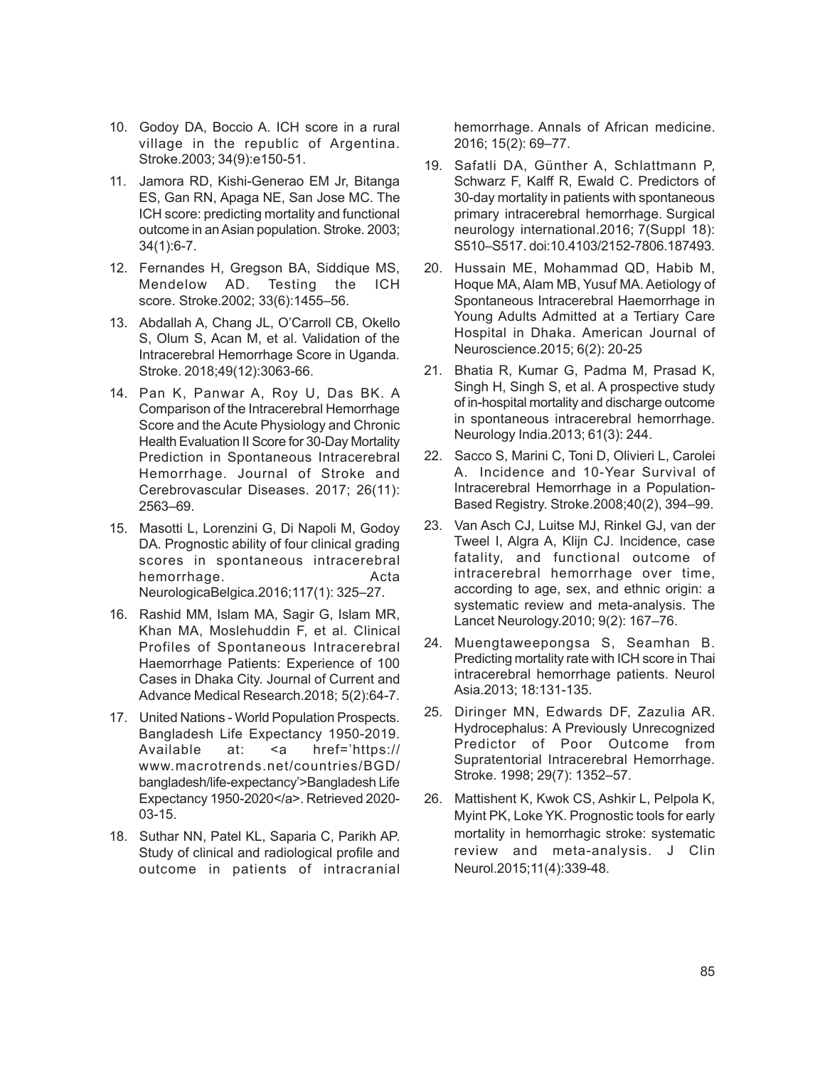10. Godoy DA, Boccio A. ICH score in a rural village in the republic of Argentina. Stroke.2003; 34(9):e150-51.
11. Jamora RD, Kishi-Generao EM Jr, Bitanga ES, Gan RN, Apaga NE, San Jose MC. The ICH score: predicting mortality and functional outcome in an Asian population. Stroke. 2003; 34(1):6-7.
12. Fernandes H, Gregson BA, Siddique MS, Mendelow AD. Testing the ICH score. Stroke.2002; 33(6):1455–56.
13. Abdallah A, Chang JL, O'Carroll CB, Okello S, Olum S, Acan M, et al. Validation of the Intracerebral Hemorrhage Score in Uganda. Stroke. 2018;49(12):3063-66.
14. Pan K, Panwar A, Roy U, Das BK. A Comparison of the Intracerebral Hemorrhage Score and the Acute Physiology and Chronic Health Evaluation II Score for 30-Day Mortality Prediction in Spontaneous Intracerebral Hemorrhage. Journal of Stroke and Cerebrovascular Diseases. 2017; 26(11): 2563–69.
15. Masotti L, Lorenzini G, Di Napoli M, Godoy DA. Prognostic ability of four clinical grading scores in spontaneous intracerebral hemorrhage. Acta NeurologicaBelgica.2016;117(1): 325–27.
16. Rashid MM, Islam MA, Sagir G, Islam MR, Khan MA, Moslehuddin F, et al. Clinical Profiles of Spontaneous Intracerebral Haemorrhage Patients: Experience of 100 Cases in Dhaka City. Journal of Current and Advance Medical Research.2018; 5(2):64-7.
17. United Nations - World Population Prospects. Bangladesh Life Expectancy 1950-2019. Available at: <a href='https://www.macrotrends.net/countries/BGD/bangladesh/life-expectancy'>Bangladesh Life Expectancy 1950-2020</a>. Retrieved 2020-03-15.
18. Suthar NN, Patel KL, Saparia C, Parikh AP. Study of clinical and radiological profile and outcome in patients of intracranial hemorrhage. Annals of African medicine. 2016; 15(2): 69–77.
19. Safatli DA, Günther A, Schlattmann P, Schwarz F, Kalff R, Ewald C. Predictors of 30-day mortality in patients with spontaneous primary intracerebral hemorrhage. Surgical neurology international.2016; 7(Suppl 18): S510–S517. doi:10.4103/2152-7806.187493.
20. Hussain ME, Mohammad QD, Habib M, Hoque MA, Alam MB, Yusuf MA. Aetiology of Spontaneous Intracerebral Haemorrhage in Young Adults Admitted at a Tertiary Care Hospital in Dhaka. American Journal of Neuroscience.2015; 6(2): 20-25
21. Bhatia R, Kumar G, Padma M, Prasad K, Singh H, Singh S, et al. A prospective study of in-hospital mortality and discharge outcome in spontaneous intracerebral hemorrhage. Neurology India.2013; 61(3): 244.
22. Sacco S, Marini C, Toni D, Olivieri L, Carolei A. Incidence and 10-Year Survival of Intracerebral Hemorrhage in a Population-Based Registry. Stroke.2008;40(2), 394–99.
23. Van Asch CJ, Luitse MJ, Rinkel GJ, van der Tweel I, Algra A, Klijn CJ. Incidence, case fatality, and functional outcome of intracerebral hemorrhage over time, according to age, sex, and ethnic origin: a systematic review and meta-analysis. The Lancet Neurology.2010; 9(2): 167–76.
24. Muengtaweepongsa S, Seamhan B. Predicting mortality rate with ICH score in Thai intracerebral hemorrhage patients. Neurol Asia.2013; 18:131-135.
25. Diringer MN, Edwards DF, Zazulia AR. Hydrocephalus: A Previously Unrecognized Predictor of Poor Outcome from Supratentorial Intracerebral Hemorrhage. Stroke. 1998; 29(7): 1352–57.
26. Mattishent K, Kwok CS, Ashkir L, Pelpola K, Myint PK, Loke YK. Prognostic tools for early mortality in hemorrhagic stroke: systematic review and meta-analysis. J Clin Neurol.2015;11(4):339-48.